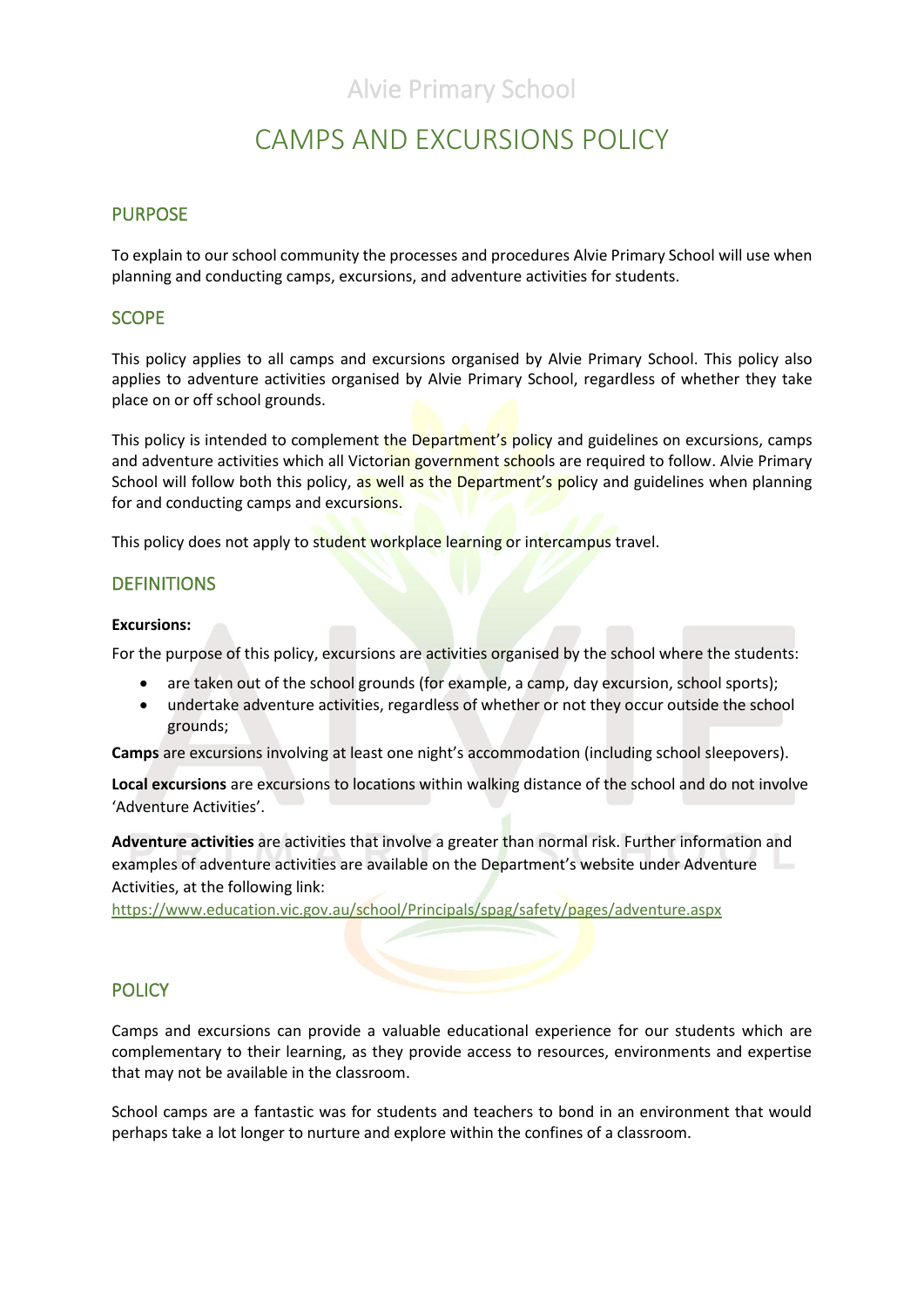Alvie Primary School

# CAMPS AND EXCURSIONS POLICY

## PURPOSE

To explain to our school community the processes and procedures Alvie Primary School will use when planning and conducting camps, excursions, and adventure activities for students.

## SCOPE

This policy applies to all camps and excursions organised by Alvie Primary School. This policy also applies to adventure activities organised by Alvie Primary School, regardless of whether they take place on or off school grounds.

This policy is intended to complement the Department's policy and guidelines on excursions, camps and adventure activities which all Victorian government schools are required to follow. Alvie Primary School will follow both this policy, as well as the Department's policy and guidelines when planning for and conducting camps and excursions.

This policy does not apply to student workplace learning or intercampus travel.

## DEFINITIONS

**Excursions:**

For the purpose of this policy, excursions are activities organised by the school where the students:

- are taken out of the school grounds (for example, a camp, day excursion, school sports);
- undertake adventure activities, regardless of whether or not they occur outside the school grounds;

**Camps** are excursions involving at least one night's accommodation (including school sleepovers).

**Local excursions** are excursions to locations within walking distance of the school and do not involve 'Adventure Activities'.

**Adventure activities** are activities that involve a greater than normal risk. Further information and examples of adventure activities are available on the Department's website under Adventure Activities, at the following link: https://www.education.vic.gov.au/school/Principals/spag/safety/pages/adventure.aspx

## POLICY

Camps and excursions can provide a valuable educational experience for our students which are complementary to their learning, as they provide access to resources, environments and expertise that may not be available in the classroom.

School camps are a fantastic was for students and teachers to bond in an environment that would perhaps take a lot longer to nurture and explore within the confines of a classroom.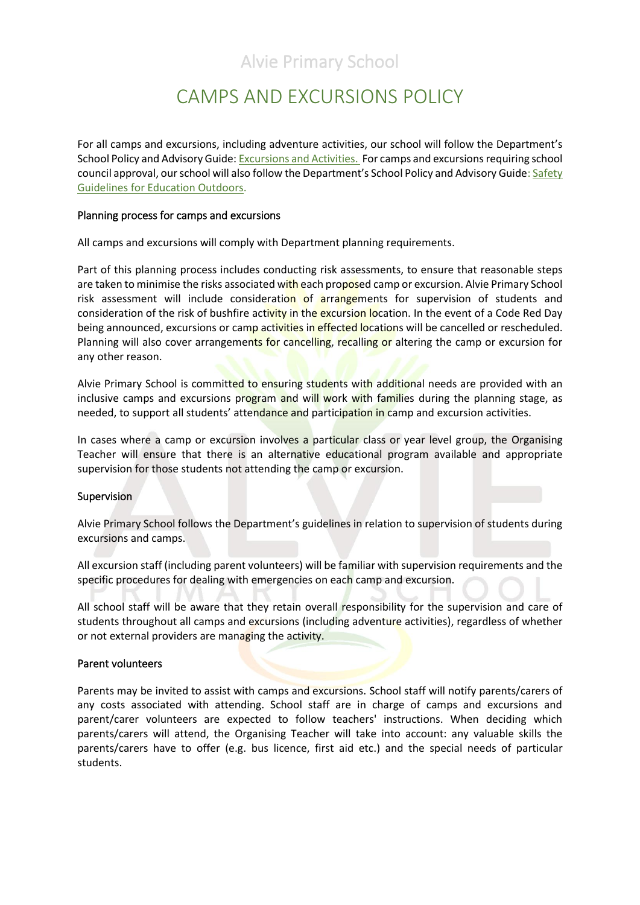Alvie Primary School

# CAMPS AND EXCURSIONS POLICY

For all camps and excursions, including adventure activities, our school will follow the Department's School Policy and Advisory Guide: [Excursions and Activities.](#) For camps and excursions requiring school council approval, our school will also follow the Department's School Policy and Advisory Guide: [Safety Guidelines for Education Outdoors](#).

## Planning process for camps and excursions

All camps and excursions will comply with Department planning requirements.

Part of this planning process includes conducting risk assessments, to ensure that reasonable steps are taken to minimise the risks associated with each proposed camp or excursion. Alvie Primary School risk assessment will include consideration of arrangements for supervision of students and consideration of the risk of bushfire activity in the excursion location. In the event of a Code Red Day being announced, excursions or camp activities in effected locations will be cancelled or rescheduled. Planning will also cover arrangements for cancelling, recalling or altering the camp or excursion for any other reason.

Alvie Primary School is committed to ensuring students with additional needs are provided with an inclusive camps and excursions program and will work with families during the planning stage, as needed, to support all students' attendance and participation in camp and excursion activities.

In cases where a camp or excursion involves a particular class or year level group, the Organising Teacher will ensure that there is an alternative educational program available and appropriate supervision for those students not attending the camp or excursion.

## Supervision

Alvie Primary School follows the Department's guidelines in relation to supervision of students during excursions and camps.

All excursion staff (including parent volunteers) will be familiar with supervision requirements and the specific procedures for dealing with emergencies on each camp and excursion.

All school staff will be aware that they retain overall responsibility for the supervision and care of students throughout all camps and excursions (including adventure activities), regardless of whether or not external providers are managing the activity.

## Parent volunteers

Parents may be invited to assist with camps and excursions. School staff will notify parents/carers of any costs associated with attending. School staff are in charge of camps and excursions and parent/carer volunteers are expected to follow teachers' instructions. When deciding which parents/carers will attend, the Organising Teacher will take into account: any valuable skills the parents/carers have to offer (e.g. bus licence, first aid etc.) and the special needs of particular students.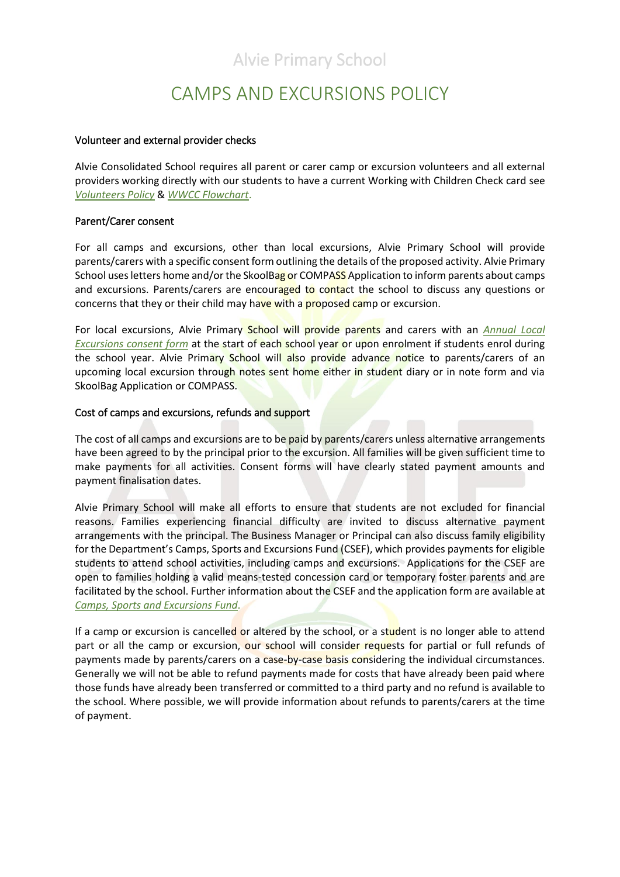Alvie Primary School

# CAMPS AND EXCURSIONS POLICY

## Volunteer and external provider checks

Alvie Consolidated School requires all parent or carer camp or excursion volunteers and all external providers working directly with our students to have a current Working with Children Check card see *Volunteers Policy* & *WWCC Flowchart*.

## Parent/Carer consent

For all camps and excursions, other than local excursions, Alvie Primary School will provide parents/carers with a specific consent form outlining the details of the proposed activity. Alvie Primary School uses letters home and/or the SkoolBag or COMPASS Application to inform parents about camps and excursions. Parents/carers are encouraged to contact the school to discuss any questions or concerns that they or their child may have with a proposed camp or excursion.

For local excursions, Alvie Primary School will provide parents and carers with an *Annual Local Excursions consent form* at the start of each school year or upon enrolment if students enrol during the school year. Alvie Primary School will also provide advance notice to parents/carers of an upcoming local excursion through notes sent home either in student diary or in note form and via SkoolBag Application or COMPASS.

## Cost of camps and excursions, refunds and support

The cost of all camps and excursions are to be paid by parents/carers unless alternative arrangements have been agreed to by the principal prior to the excursion. All families will be given sufficient time to make payments for all activities. Consent forms will have clearly stated payment amounts and payment finalisation dates.

Alvie Primary School will make all efforts to ensure that students are not excluded for financial reasons. Families experiencing financial difficulty are invited to discuss alternative payment arrangements with the principal. The Business Manager or Principal can also discuss family eligibility for the Department's Camps, Sports and Excursions Fund (CSEF), which provides payments for eligible students to attend school activities, including camps and excursions. Applications for the CSEF are open to families holding a valid means-tested concession card or temporary foster parents and are facilitated by the school. Further information about the CSEF and the application form are available at *Camps, Sports and Excursions Fund*.

If a camp or excursion is cancelled or altered by the school, or a student is no longer able to attend part or all the camp or excursion, our school will consider requests for partial or full refunds of payments made by parents/carers on a case-by-case basis considering the individual circumstances. Generally we will not be able to refund payments made for costs that have already been paid where those funds have already been transferred or committed to a third party and no refund is available to the school. Where possible, we will provide information about refunds to parents/carers at the time of payment.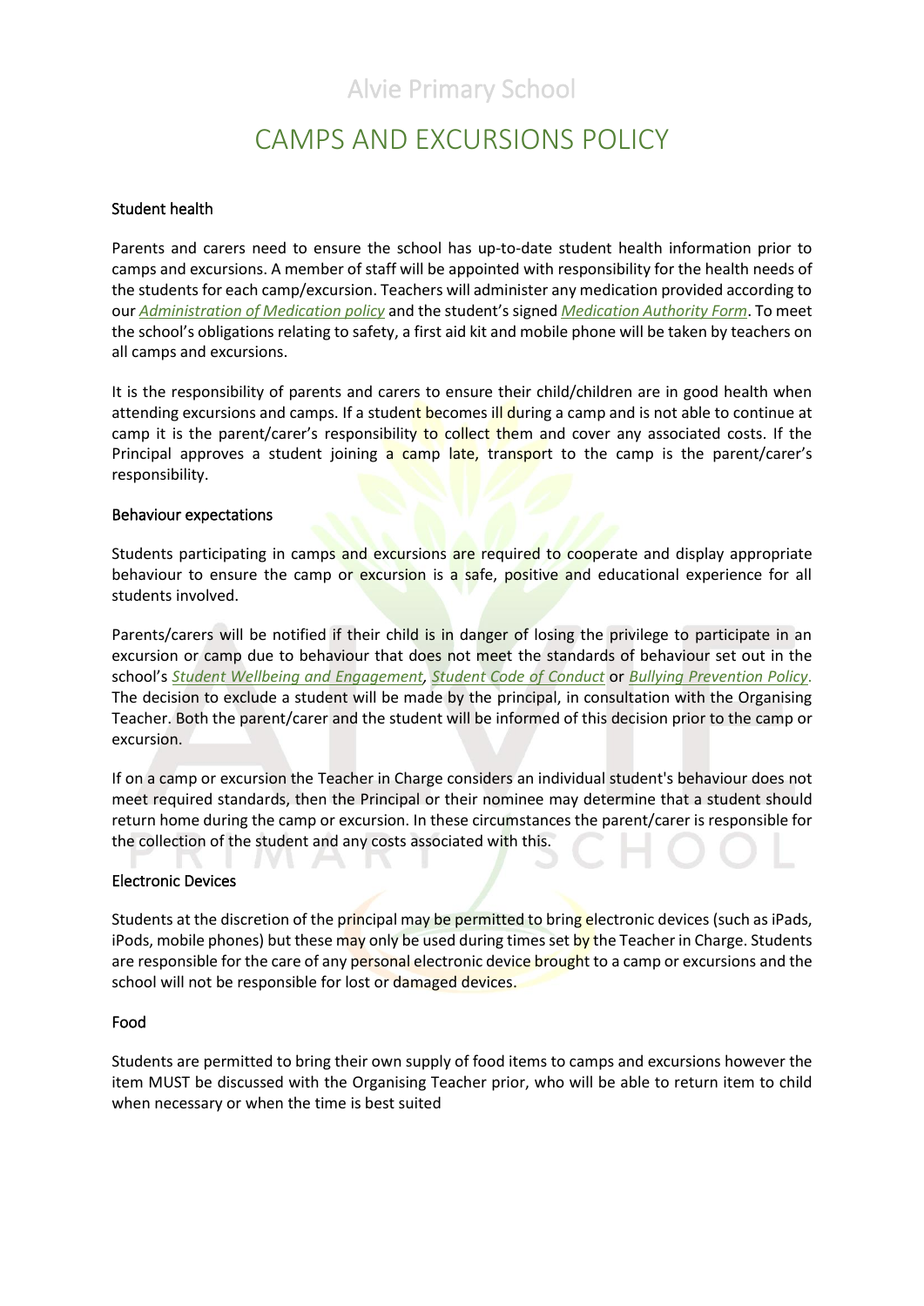### Student health

Parents and carers need to ensure the school has up-to-date student health information prior to camps and excursions. A member of staff will be appointed with responsibility for the health needs of the students for each camp/excursion. Teachers will administer any medication provided according to our *Administration of Medication policy* and the student's signed *Medication Authority Form*. To meet the school's obligations relating to safety, a first aid kit and mobile phone will be taken by teachers on all camps and excursions.

It is the responsibility of parents and carers to ensure their child/children are in good health when attending excursions and camps. If a student becomes ill during a camp and is not able to continue at camp it is the parent/carer's responsibility to collect them and cover any associated costs. If the Principal approves a student joining a camp late, transport to the camp is the parent/carer's responsibility.

### Behaviour expectations

Students participating in camps and excursions are required to cooperate and display appropriate behaviour to ensure the camp or excursion is a safe, positive and educational experience for all students involved.

Parents/carers will be notified if their child is in danger of losing the privilege to participate in an excursion or camp due to behaviour that does not meet the standards of behaviour set out in the school's *Student Wellbeing and Engagement*, *Student Code of Conduct* or *Bullying Prevention Policy*. The decision to exclude a student will be made by the principal, in consultation with the Organising Teacher. Both the parent/carer and the student will be informed of this decision prior to the camp or excursion.

If on a camp or excursion the Teacher in Charge considers an individual student's behaviour does not meet required standards, then the Principal or their nominee may determine that a student should return home during the camp or excursion. In these circumstances the parent/carer is responsible for the collection of the student and any costs associated with this.

### Electronic Devices

Students at the discretion of the principal may be permitted to bring electronic devices (such as iPads, iPods, mobile phones) but these may only be used during times set by the Teacher in Charge. Students are responsible for the care of any personal electronic device brought to a camp or excursions and the school will not be responsible for lost or damaged devices.

### Food

Students are permitted to bring their own supply of food items to camps and excursions however the item MUST be discussed with the Organising Teacher prior, who will be able to return item to child when necessary or when the time is best suited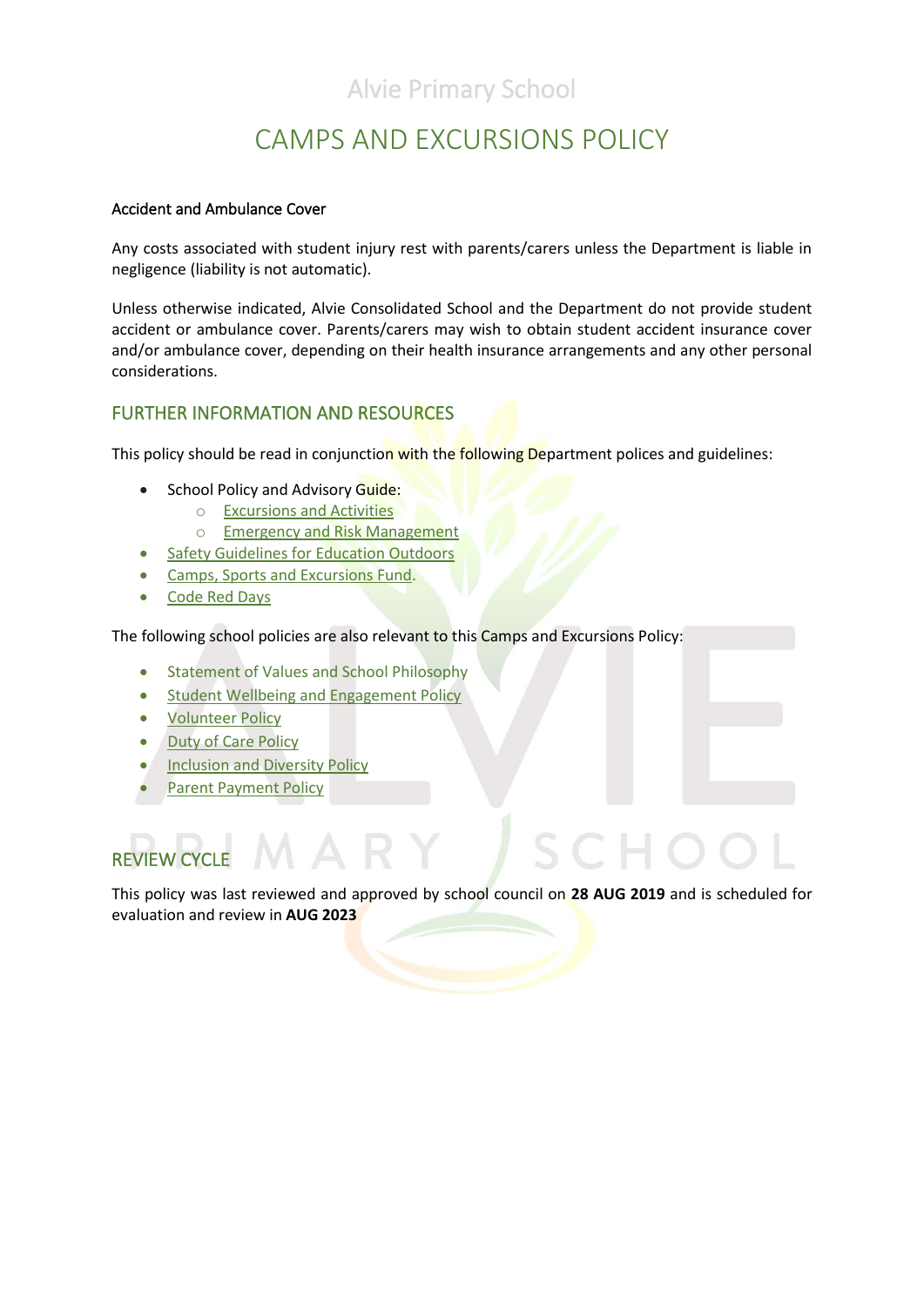Alvie Primary School

# CAMPS AND EXCURSIONS POLICY

Accident and Ambulance Cover

Any costs associated with student injury rest with parents/carers unless the Department is liable in negligence (liability is not automatic).

Unless otherwise indicated, Alvie Consolidated School and the Department do not provide student accident or ambulance cover. Parents/carers may wish to obtain student accident insurance cover and/or ambulance cover, depending on their health insurance arrangements and any other personal considerations.

## FURTHER INFORMATION AND RESOURCES

This policy should be read in conjunction with the following Department polices and guidelines:

- School Policy and Advisory Guide:
  - Excursions and Activities
  - Emergency and Risk Management
- Safety Guidelines for Education Outdoors
- Camps, Sports and Excursions Fund.
- Code Red Days

The following school policies are also relevant to this Camps and Excursions Policy:

- Statement of Values and School Philosophy
- Student Wellbeing and Engagement Policy
- Volunteer Policy
- Duty of Care Policy
- Inclusion and Diversity Policy
- Parent Payment Policy

## REVIEW CYCLE

This policy was last reviewed and approved by school council on **28 AUG 2019** and is scheduled for evaluation and review in **AUG 2023**